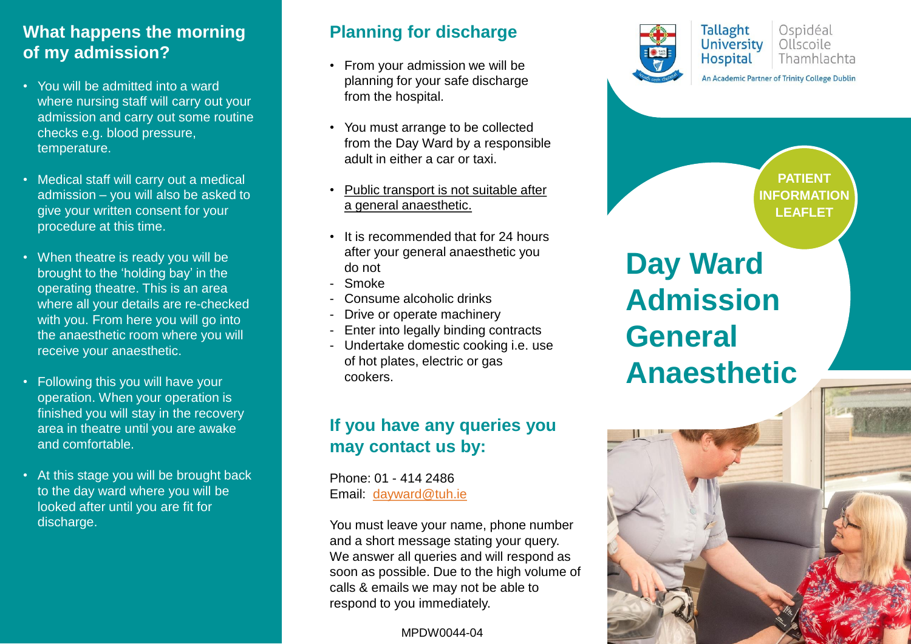## What happens the morning of my admission?

- You will be admitted into a ward where nursing staff will carry out your admission and carry out some routine checks e.g. blood pressure, temperature.
- Medical staff will carry out a medical admission – you will also be asked to give your written consent for your procedure at this time.
- When theatre is ready you will be brought to the 'holding bay' in the operating theatre. This is an area where all your details are re-checked with you. From here you will go into the anaesthetic room where you will receive your anaesthetic.
- Following this you will have your operation. When your operation is finished you will stay in the recovery area in theatre until you are awake and comfortable.
- At this stage you will be brought back to the day ward where you will be looked after until you are fit for discharge.

## Planning for discharge

- From your admission we will be planning for your safe discharge from the hospital.
- You must arrange to be collected from the Day Ward by a responsible adult in either a car or taxi.
- <u>Public transport is not suitable after a general anaesthetic.</u>
- It is recommended that for 24 hours after your general anaesthetic you do not
  - Smoke
  - Consume alcoholic drinks
  - Drive or operate machinery
  - Enter into legally binding contracts
  - Undertake domestic cooking i.e. use of hot plates, electric or gas cookers.

## If you have any queries you may contact us by:

Phone: 01 - 414 2486
Email: dayward@tuh.ie

You must leave your name, phone number and a short message stating your query. We answer all queries and will respond as soon as possible. Due to the high volume of calls & emails we may not be able to respond to you immediately.

MPDW0044-04

Tallaght University Hospital | Ospidéal Ollscoile Thamhlachta

An Academic Partner of Trinity College Dublin

**PATIENT INFORMATION LEAFLET**

# Day Ward Admission General Anaesthetic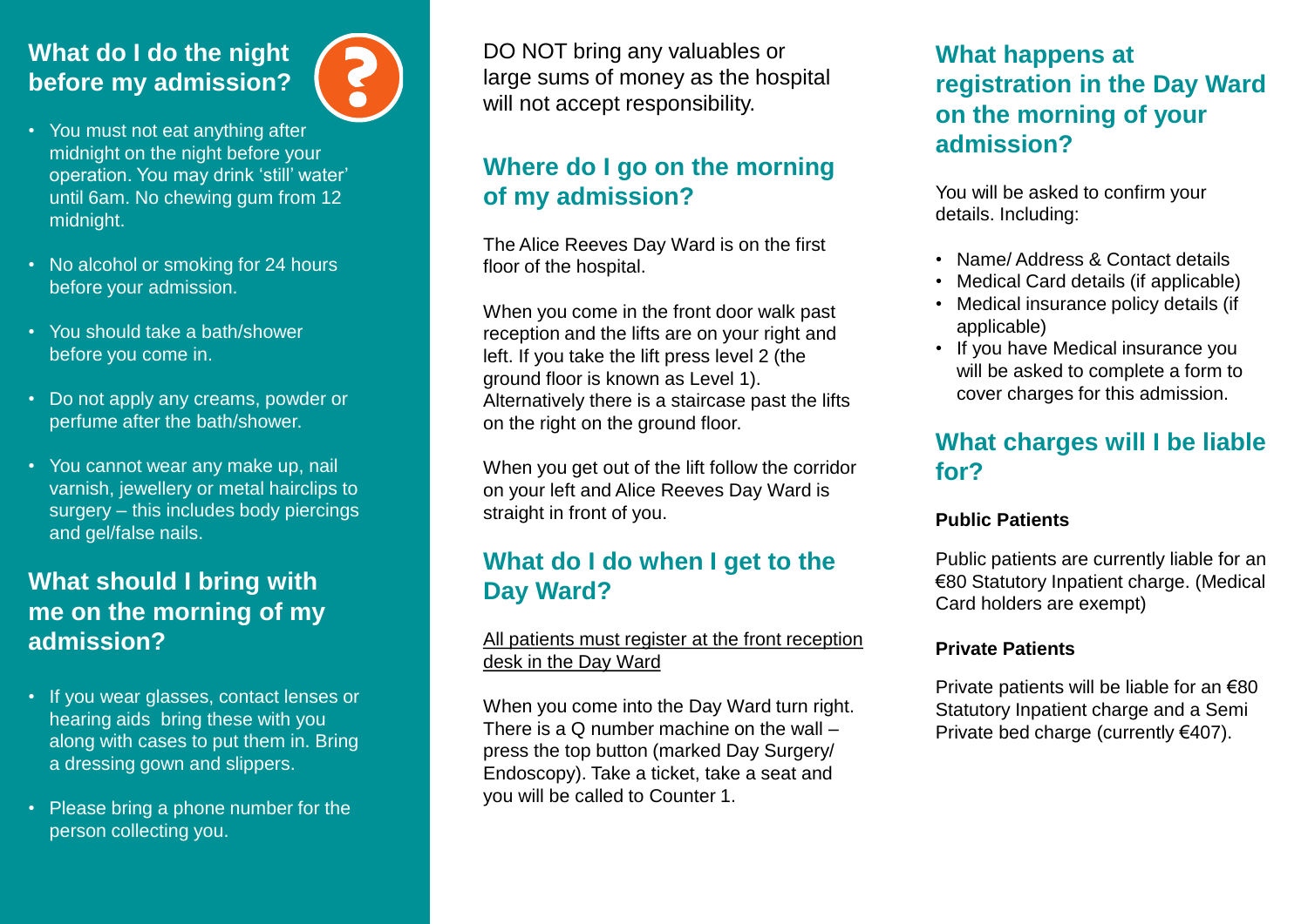## What do I do the night before my admission?

- You must not eat anything after midnight on the night before your operation. You may drink 'still' water' until 6am. No chewing gum from 12 midnight.
- No alcohol or smoking for 24 hours before your admission.
- You should take a bath/shower before you come in.
- Do not apply any creams, powder or perfume after the bath/shower.
- You cannot wear any make up, nail varnish, jewellery or metal hairclips to surgery – this includes body piercings and gel/false nails.

## What should I bring with me on the morning of my admission?

- If you wear glasses, contact lenses or hearing aids bring these with you along with cases to put them in. Bring a dressing gown and slippers.
- Please bring a phone number for the person collecting you.

DO NOT bring any valuables or large sums of money as the hospital will not accept responsibility.

## Where do I go on the morning of my admission?

The Alice Reeves Day Ward is on the first floor of the hospital.

When you come in the front door walk past reception and the lifts are on your right and left. If you take the lift press level 2 (the ground floor is known as Level 1). Alternatively there is a staircase past the lifts on the right on the ground floor.

When you get out of the lift follow the corridor on your left and Alice Reeves Day Ward is straight in front of you.

## What do I do when I get to the Day Ward?

<u>All patients must register at the front reception desk in the Day Ward</u>

When you come into the Day Ward turn right. There is a Q number machine on the wall – press the top button (marked Day Surgery/ Endoscopy). Take a ticket, take a seat and you will be called to Counter 1.

## What happens at registration in the Day Ward on the morning of your admission?

You will be asked to confirm your details. Including:

- Name/ Address & Contact details
- Medical Card details (if applicable)
- Medical insurance policy details (if applicable)
- If you have Medical insurance you will be asked to complete a form to cover charges for this admission.

## What charges will I be liable for?

**Public Patients**

Public patients are currently liable for an €80 Statutory Inpatient charge. (Medical Card holders are exempt)

**Private Patients**

Private patients will be liable for an €80 Statutory Inpatient charge and a Semi Private bed charge (currently €407).